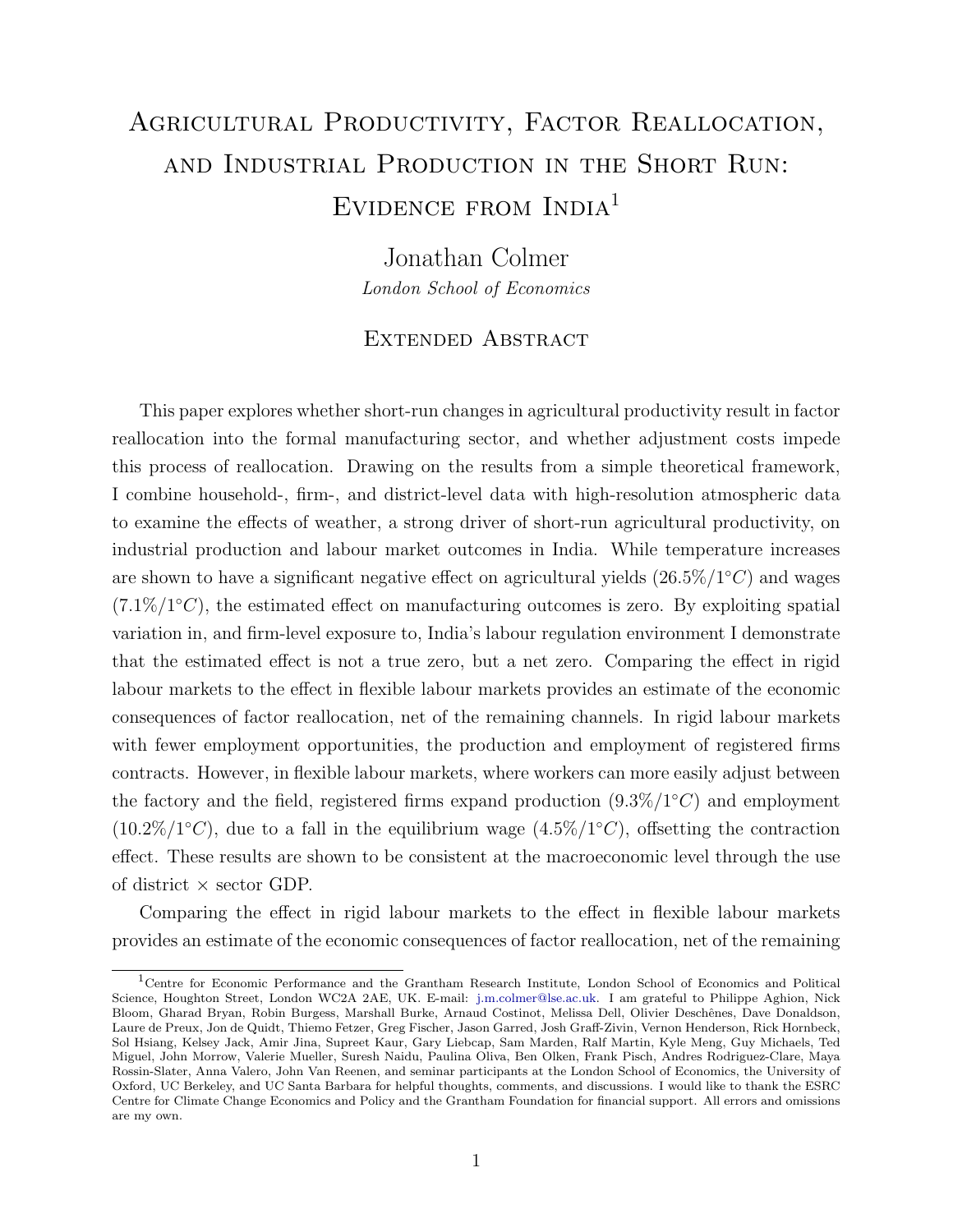# Agricultural Productivity, Factor Reallocation, and Industrial Production in the Short Run: Evidence from India[1]

Jonathan Colmer

*London School of Economics*

## Extended Abstract

This paper explores whether short-run changes in agricultural productivity result in factor reallocation into the formal manufacturing sector, and whether adjustment costs impede this process of reallocation. Drawing on the results from a simple theoretical framework, I combine household-, firm-, and district-level data with high-resolution atmospheric data to examine the effects of weather, a strong driver of short-run agricultural productivity, on industrial production and labour market outcomes in India. While temperature increases are shown to have a significant negative effect on agricultural yields ($26.5\%/1^{\circ}C$) and wages ($7.1\%/1^{\circ}C$), the estimated effect on manufacturing outcomes is zero. By exploiting spatial variation in, and firm-level exposure to, India's labour regulation environment I demonstrate that the estimated effect is not a true zero, but a net zero. Comparing the effect in rigid labour markets to the effect in flexible labour markets provides an estimate of the economic consequences of factor reallocation, net of the remaining channels. In rigid labour markets with fewer employment opportunities, the production and employment of registered firms contracts. However, in flexible labour markets, where workers can more easily adjust between the factory and the field, registered firms expand production ($9.3\%/1^{\circ}C$) and employment ($10.2\%/1^{\circ}C$), due to a fall in the equilibrium wage ($4.5\%/1^{\circ}C$), offsetting the contraction effect. These results are shown to be consistent at the macroeconomic level through the use of district × sector GDP.

Comparing the effect in rigid labour markets to the effect in flexible labour markets provides an estimate of the economic consequences of factor reallocation, net of the remaining

[1] Centre for Economic Performance and the Grantham Research Institute, London School of Economics and Political Science, Houghton Street, London WC2A 2AE, UK. E-mail: j.m.colmer@lse.ac.uk. I am grateful to Philippe Aghion, Nick Bloom, Gharad Bryan, Robin Burgess, Marshall Burke, Arnaud Costinot, Melissa Dell, Olivier Deschênes, Dave Donaldson, Laure de Preux, Jon de Quidt, Thiemo Fetzer, Greg Fischer, Jason Garred, Josh Graff-Zivin, Vernon Henderson, Rick Hornbeck, Sol Hsiang, Kelsey Jack, Amir Jina, Supreet Kaur, Gary Liebcap, Sam Marden, Ralf Martin, Kyle Meng, Guy Michaels, Ted Miguel, John Morrow, Valerie Mueller, Suresh Naidu, Paulina Oliva, Ben Olken, Frank Pisch, Andres Rodriguez-Clare, Maya Rossin-Slater, Anna Valero, John Van Reenen, and seminar participants at the London School of Economics, the University of Oxford, UC Berkeley, and UC Santa Barbara for helpful thoughts, comments, and discussions. I would like to thank the ESRC Centre for Climate Change Economics and Policy and the Grantham Foundation for financial support. All errors and omissions are my own.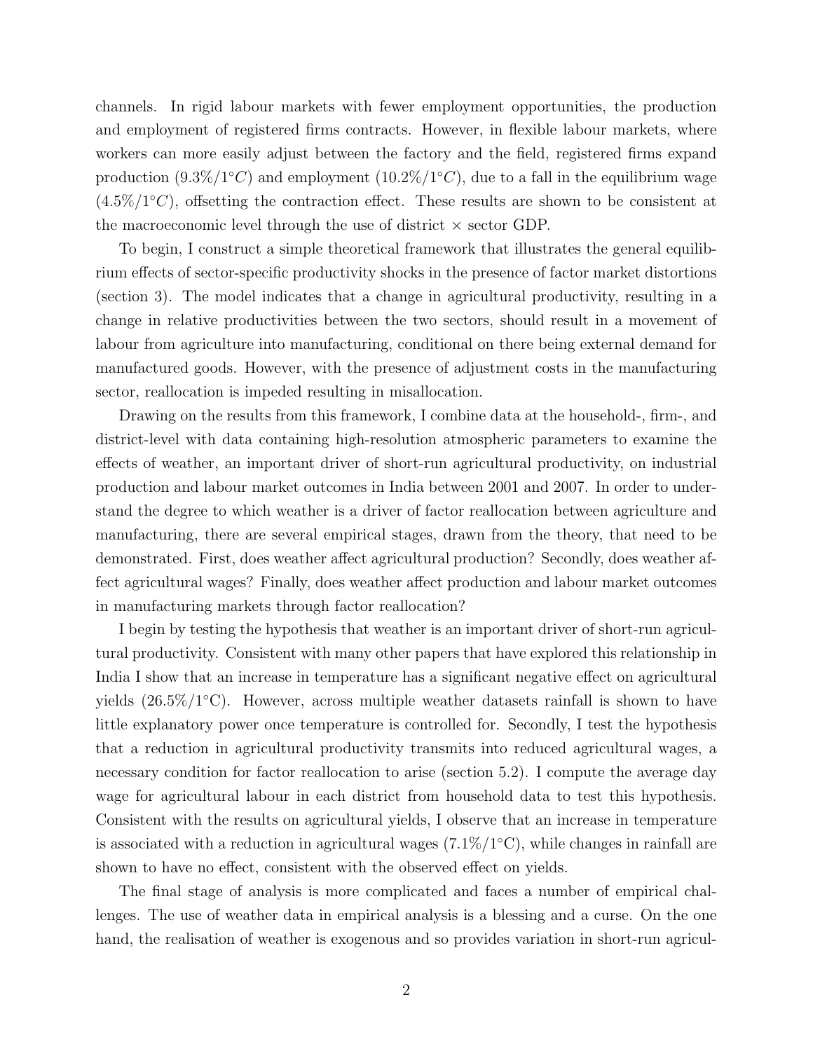channels. In rigid labour markets with fewer employment opportunities, the production and employment of registered firms contracts. However, in flexible labour markets, where workers can more easily adjust between the factory and the field, registered firms expand production ($9.3\%/1°C$) and employment ($10.2\%/1°C$), due to a fall in the equilibrium wage ($4.5\%/1°C$), offsetting the contraction effect. These results are shown to be consistent at the macroeconomic level through the use of district × sector GDP.

To begin, I construct a simple theoretical framework that illustrates the general equilibrium effects of sector-specific productivity shocks in the presence of factor market distortions (section 3). The model indicates that a change in agricultural productivity, resulting in a change in relative productivities between the two sectors, should result in a movement of labour from agriculture into manufacturing, conditional on there being external demand for manufactured goods. However, with the presence of adjustment costs in the manufacturing sector, reallocation is impeded resulting in misallocation.

Drawing on the results from this framework, I combine data at the household-, firm-, and district-level with data containing high-resolution atmospheric parameters to examine the effects of weather, an important driver of short-run agricultural productivity, on industrial production and labour market outcomes in India between 2001 and 2007. In order to understand the degree to which weather is a driver of factor reallocation between agriculture and manufacturing, there are several empirical stages, drawn from the theory, that need to be demonstrated. First, does weather affect agricultural production? Secondly, does weather affect agricultural wages? Finally, does weather affect production and labour market outcomes in manufacturing markets through factor reallocation?

I begin by testing the hypothesis that weather is an important driver of short-run agricultural productivity. Consistent with many other papers that have explored this relationship in India I show that an increase in temperature has a significant negative effect on agricultural yields (26.5%/1°C). However, across multiple weather datasets rainfall is shown to have little explanatory power once temperature is controlled for. Secondly, I test the hypothesis that a reduction in agricultural productivity transmits into reduced agricultural wages, a necessary condition for factor reallocation to arise (section 5.2). I compute the average day wage for agricultural labour in each district from household data to test this hypothesis. Consistent with the results on agricultural yields, I observe that an increase in temperature is associated with a reduction in agricultural wages (7.1%/1°C), while changes in rainfall are shown to have no effect, consistent with the observed effect on yields.

The final stage of analysis is more complicated and faces a number of empirical challenges. The use of weather data in empirical analysis is a blessing and a curse. On the one hand, the realisation of weather is exogenous and so provides variation in short-run agricul-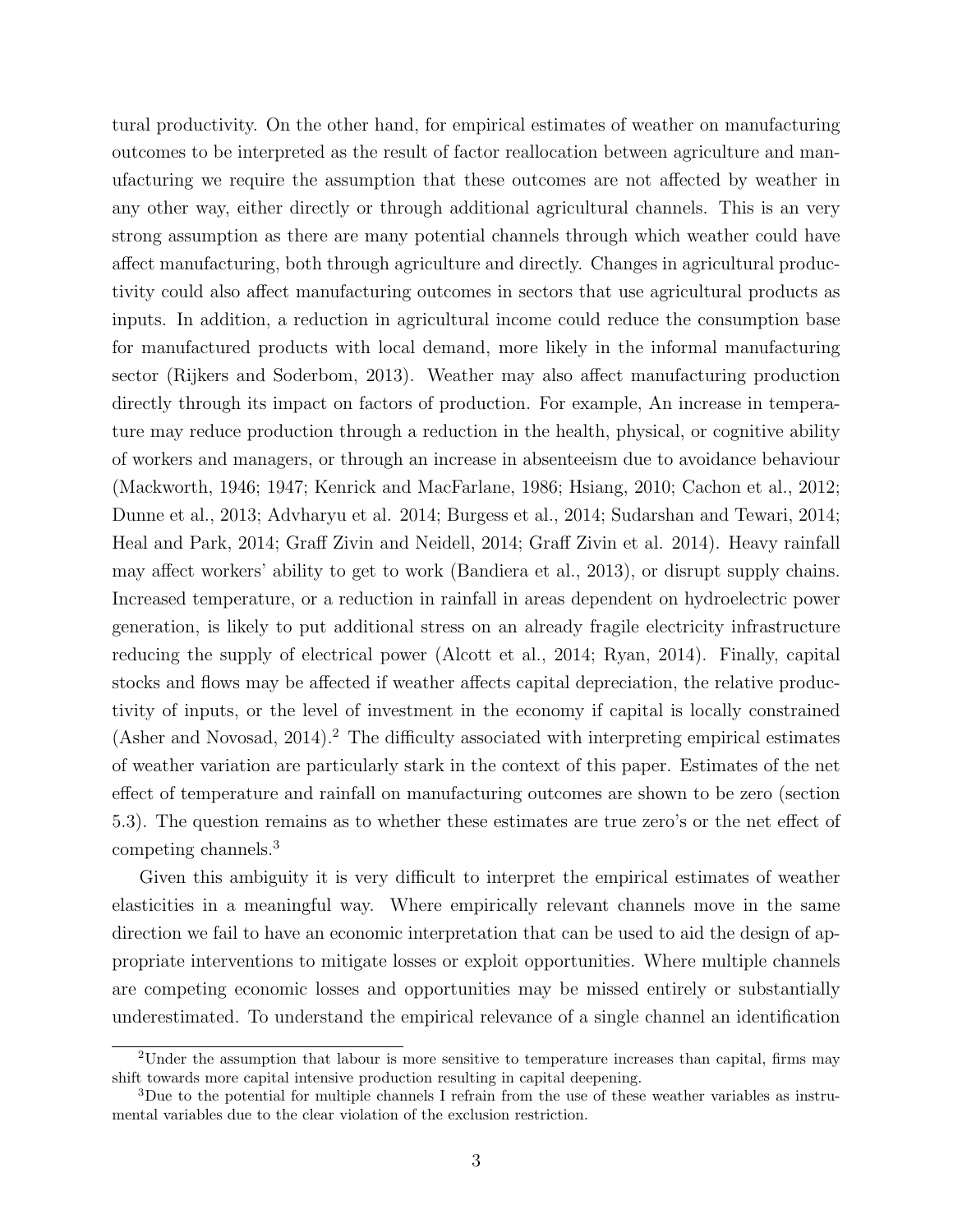tural productivity. On the other hand, for empirical estimates of weather on manufacturing outcomes to be interpreted as the result of factor reallocation between agriculture and manufacturing we require the assumption that these outcomes are not affected by weather in any other way, either directly or through additional agricultural channels. This is an very strong assumption as there are many potential channels through which weather could have affect manufacturing, both through agriculture and directly. Changes in agricultural productivity could also affect manufacturing outcomes in sectors that use agricultural products as inputs. In addition, a reduction in agricultural income could reduce the consumption base for manufactured products with local demand, more likely in the informal manufacturing sector (Rijkers and Soderbom, 2013). Weather may also affect manufacturing production directly through its impact on factors of production. For example, An increase in temperature may reduce production through a reduction in the health, physical, or cognitive ability of workers and managers, or through an increase in absenteeism due to avoidance behaviour (Mackworth, 1946; 1947; Kenrick and MacFarlane, 1986; Hsiang, 2010; Cachon et al., 2012; Dunne et al., 2013; Advharyu et al. 2014; Burgess et al., 2014; Sudarshan and Tewari, 2014; Heal and Park, 2014; Graff Zivin and Neidell, 2014; Graff Zivin et al. 2014). Heavy rainfall may affect workers' ability to get to work (Bandiera et al., 2013), or disrupt supply chains. Increased temperature, or a reduction in rainfall in areas dependent on hydroelectric power generation, is likely to put additional stress on an already fragile electricity infrastructure reducing the supply of electrical power (Alcott et al., 2014; Ryan, 2014). Finally, capital stocks and flows may be affected if weather affects capital depreciation, the relative productivity of inputs, or the level of investment in the economy if capital is locally constrained (Asher and Novosad, 2014).[2] The difficulty associated with interpreting empirical estimates of weather variation are particularly stark in the context of this paper. Estimates of the net effect of temperature and rainfall on manufacturing outcomes are shown to be zero (section 5.3). The question remains as to whether these estimates are true zero's or the net effect of competing channels.[3]

Given this ambiguity it is very difficult to interpret the empirical estimates of weather elasticities in a meaningful way. Where empirically relevant channels move in the same direction we fail to have an economic interpretation that can be used to aid the design of appropriate interventions to mitigate losses or exploit opportunities. Where multiple channels are competing economic losses and opportunities may be missed entirely or substantially underestimated. To understand the empirical relevance of a single channel an identification

[2] Under the assumption that labour is more sensitive to temperature increases than capital, firms may shift towards more capital intensive production resulting in capital deepening.

[3] Due to the potential for multiple channels I refrain from the use of these weather variables as instrumental variables due to the clear violation of the exclusion restriction.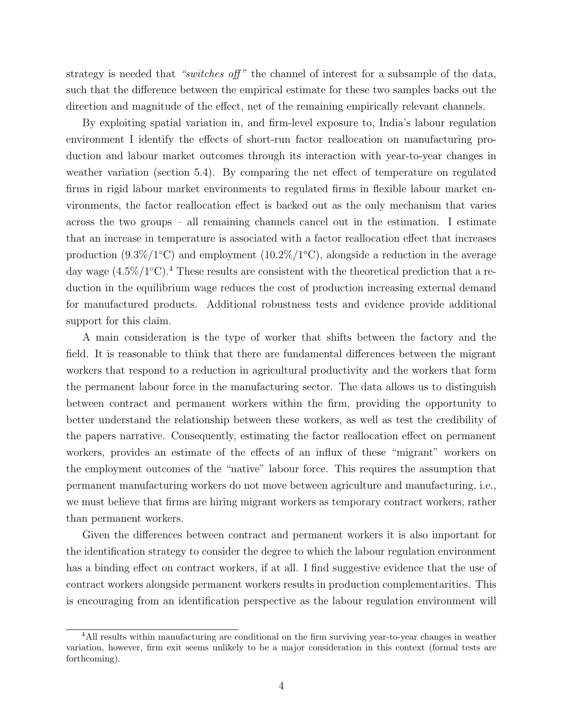strategy is needed that *"switches off"* the channel of interest for a subsample of the data, such that the difference between the empirical estimate for these two samples backs out the direction and magnitude of the effect, net of the remaining empirically relevant channels.

By exploiting spatial variation in, and firm-level exposure to, India's labour regulation environment I identify the effects of short-run factor reallocation on manufacturing production and labour market outcomes through its interaction with year-to-year changes in weather variation (section 5.4). By comparing the net effect of temperature on regulated firms in rigid labour market environments to regulated firms in flexible labour market environments, the factor reallocation effect is backed out as the only mechanism that varies across the two groups – all remaining channels cancel out in the estimation. I estimate that an increase in temperature is associated with a factor reallocation effect that increases production (9.3%/1°C) and employment (10.2%/1°C), alongside a reduction in the average day wage (4.5%/1°C).[4] These results are consistent with the theoretical prediction that a reduction in the equilibrium wage reduces the cost of production increasing external demand for manufactured products. Additional robustness tests and evidence provide additional support for this claim.

A main consideration is the type of worker that shifts between the factory and the field. It is reasonable to think that there are fundamental differences between the migrant workers that respond to a reduction in agricultural productivity and the workers that form the permanent labour force in the manufacturing sector. The data allows us to distinguish between contract and permanent workers within the firm, providing the opportunity to better understand the relationship between these workers, as well as test the credibility of the papers narrative. Consequently, estimating the factor reallocation effect on permanent workers, provides an estimate of the effects of an influx of these "migrant" workers on the employment outcomes of the "native" labour force. This requires the assumption that permanent manufacturing workers do not move between agriculture and manufacturing, i.e., we must believe that firms are hiring migrant workers as temporary contract workers, rather than permanent workers.

Given the differences between contract and permanent workers it is also important for the identification strategy to consider the degree to which the labour regulation environment has a binding effect on contract workers, if at all. I find suggestive evidence that the use of contract workers alongside permanent workers results in production complementarities. This is encouraging from an identification perspective as the labour regulation environment will

[4] All results within manufacturing are conditional on the firm surviving year-to-year changes in weather variation, however, firm exit seems unlikely to be a major consideration in this context (formal tests are forthcoming).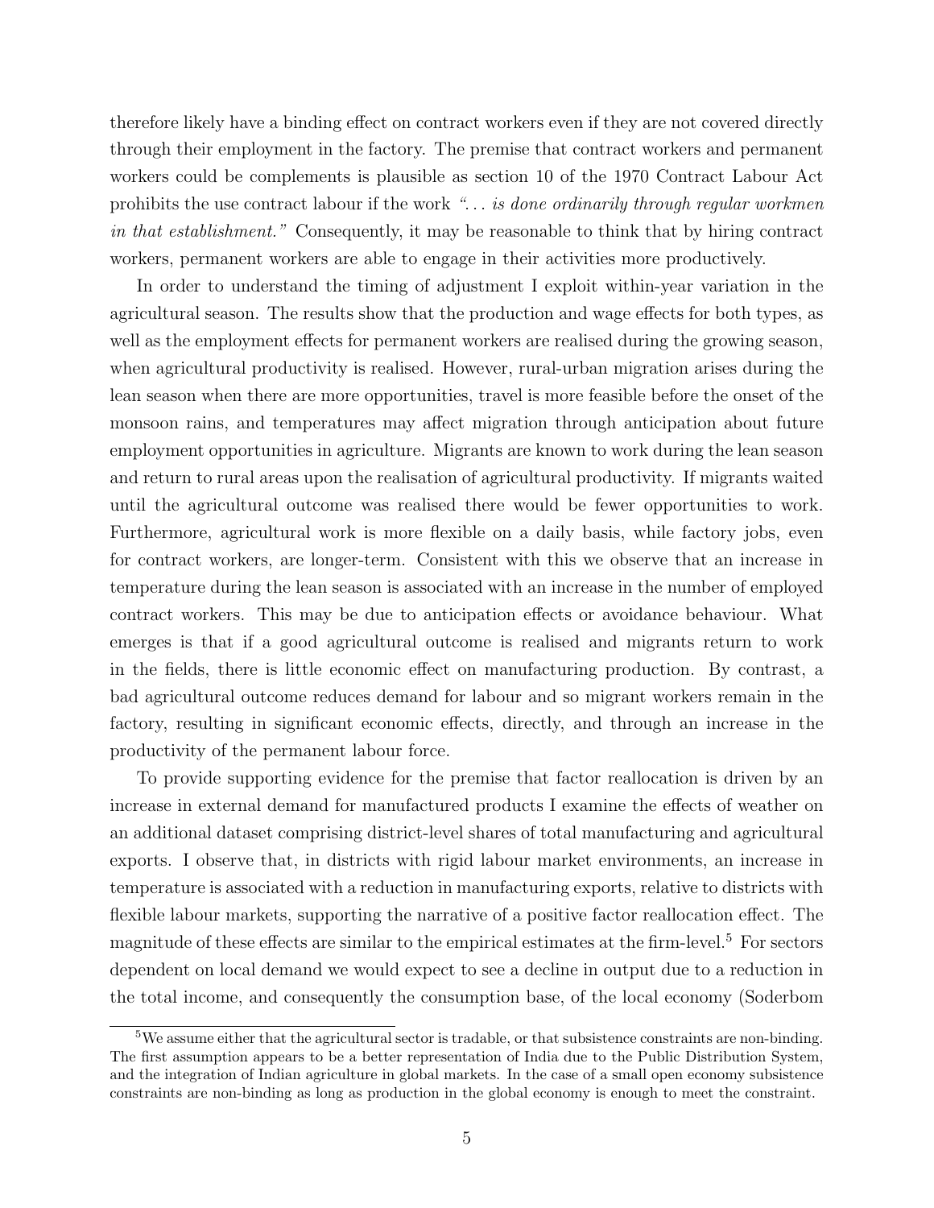therefore likely have a binding effect on contract workers even if they are not covered directly through their employment in the factory. The premise that contract workers and permanent workers could be complements is plausible as section 10 of the 1970 Contract Labour Act prohibits the use contract labour if the work *"... is done ordinarily through regular workmen in that establishment."* Consequently, it may be reasonable to think that by hiring contract workers, permanent workers are able to engage in their activities more productively.

In order to understand the timing of adjustment I exploit within-year variation in the agricultural season. The results show that the production and wage effects for both types, as well as the employment effects for permanent workers are realised during the growing season, when agricultural productivity is realised. However, rural-urban migration arises during the lean season when there are more opportunities, travel is more feasible before the onset of the monsoon rains, and temperatures may affect migration through anticipation about future employment opportunities in agriculture. Migrants are known to work during the lean season and return to rural areas upon the realisation of agricultural productivity. If migrants waited until the agricultural outcome was realised there would be fewer opportunities to work. Furthermore, agricultural work is more flexible on a daily basis, while factory jobs, even for contract workers, are longer-term. Consistent with this we observe that an increase in temperature during the lean season is associated with an increase in the number of employed contract workers. This may be due to anticipation effects or avoidance behaviour. What emerges is that if a good agricultural outcome is realised and migrants return to work in the fields, there is little economic effect on manufacturing production. By contrast, a bad agricultural outcome reduces demand for labour and so migrant workers remain in the factory, resulting in significant economic effects, directly, and through an increase in the productivity of the permanent labour force.

To provide supporting evidence for the premise that factor reallocation is driven by an increase in external demand for manufactured products I examine the effects of weather on an additional dataset comprising district-level shares of total manufacturing and agricultural exports. I observe that, in districts with rigid labour market environments, an increase in temperature is associated with a reduction in manufacturing exports, relative to districts with flexible labour markets, supporting the narrative of a positive factor reallocation effect. The magnitude of these effects are similar to the empirical estimates at the firm-level.[5] For sectors dependent on local demand we would expect to see a decline in output due to a reduction in the total income, and consequently the consumption base, of the local economy (Soderbom

[5] We assume either that the agricultural sector is tradable, or that subsistence constraints are non-binding. The first assumption appears to be a better representation of India due to the Public Distribution System, and the integration of Indian agriculture in global markets. In the case of a small open economy subsistence constraints are non-binding as long as production in the global economy is enough to meet the constraint.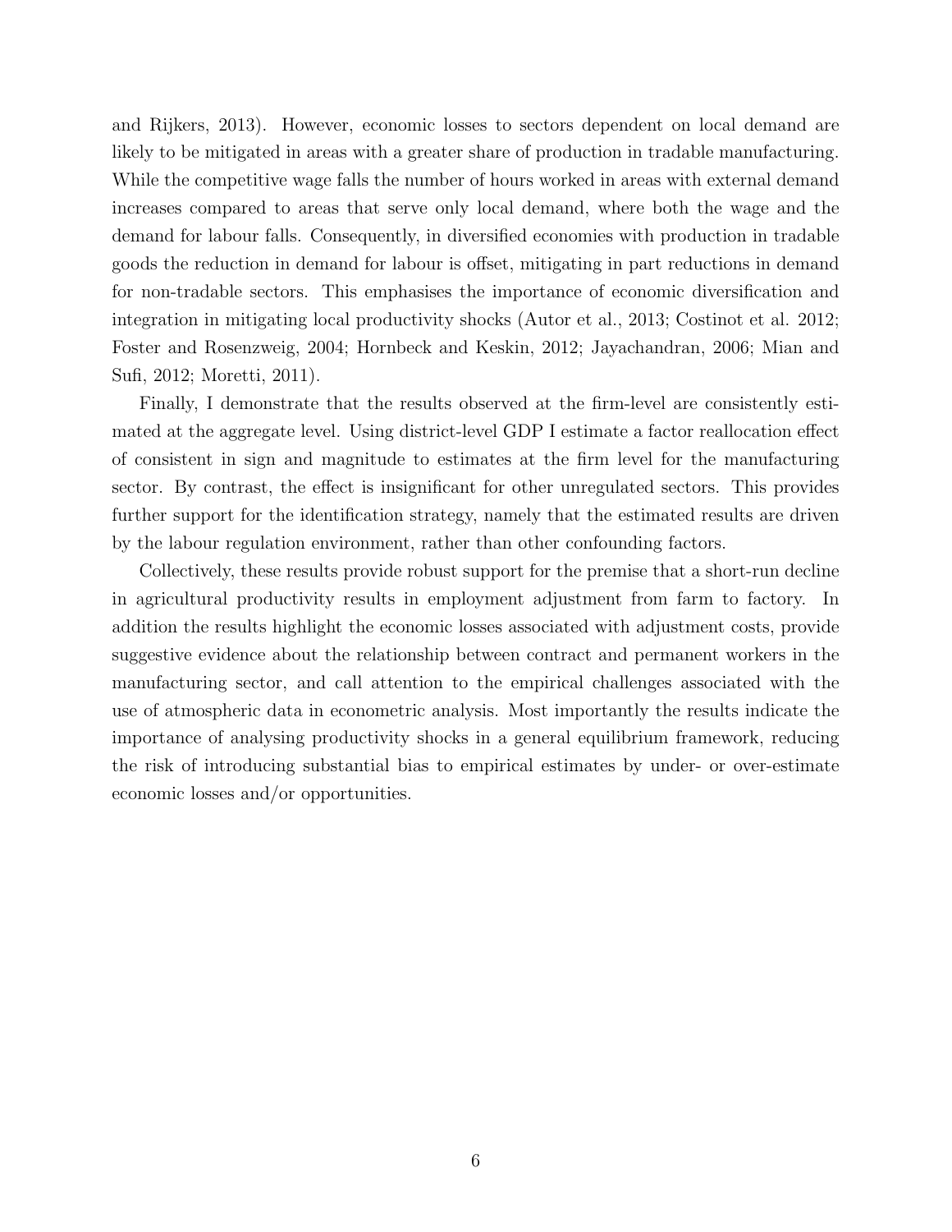and Rijkers, 2013). However, economic losses to sectors dependent on local demand are likely to be mitigated in areas with a greater share of production in tradable manufacturing. While the competitive wage falls the number of hours worked in areas with external demand increases compared to areas that serve only local demand, where both the wage and the demand for labour falls. Consequently, in diversified economies with production in tradable goods the reduction in demand for labour is offset, mitigating in part reductions in demand for non-tradable sectors. This emphasises the importance of economic diversification and integration in mitigating local productivity shocks (Autor et al., 2013; Costinot et al. 2012; Foster and Rosenzweig, 2004; Hornbeck and Keskin, 2012; Jayachandran, 2006; Mian and Sufi, 2012; Moretti, 2011).

Finally, I demonstrate that the results observed at the firm-level are consistently estimated at the aggregate level. Using district-level GDP I estimate a factor reallocation effect of consistent in sign and magnitude to estimates at the firm level for the manufacturing sector. By contrast, the effect is insignificant for other unregulated sectors. This provides further support for the identification strategy, namely that the estimated results are driven by the labour regulation environment, rather than other confounding factors.

Collectively, these results provide robust support for the premise that a short-run decline in agricultural productivity results in employment adjustment from farm to factory. In addition the results highlight the economic losses associated with adjustment costs, provide suggestive evidence about the relationship between contract and permanent workers in the manufacturing sector, and call attention to the empirical challenges associated with the use of atmospheric data in econometric analysis. Most importantly the results indicate the importance of analysing productivity shocks in a general equilibrium framework, reducing the risk of introducing substantial bias to empirical estimates by under- or over-estimate economic losses and/or opportunities.